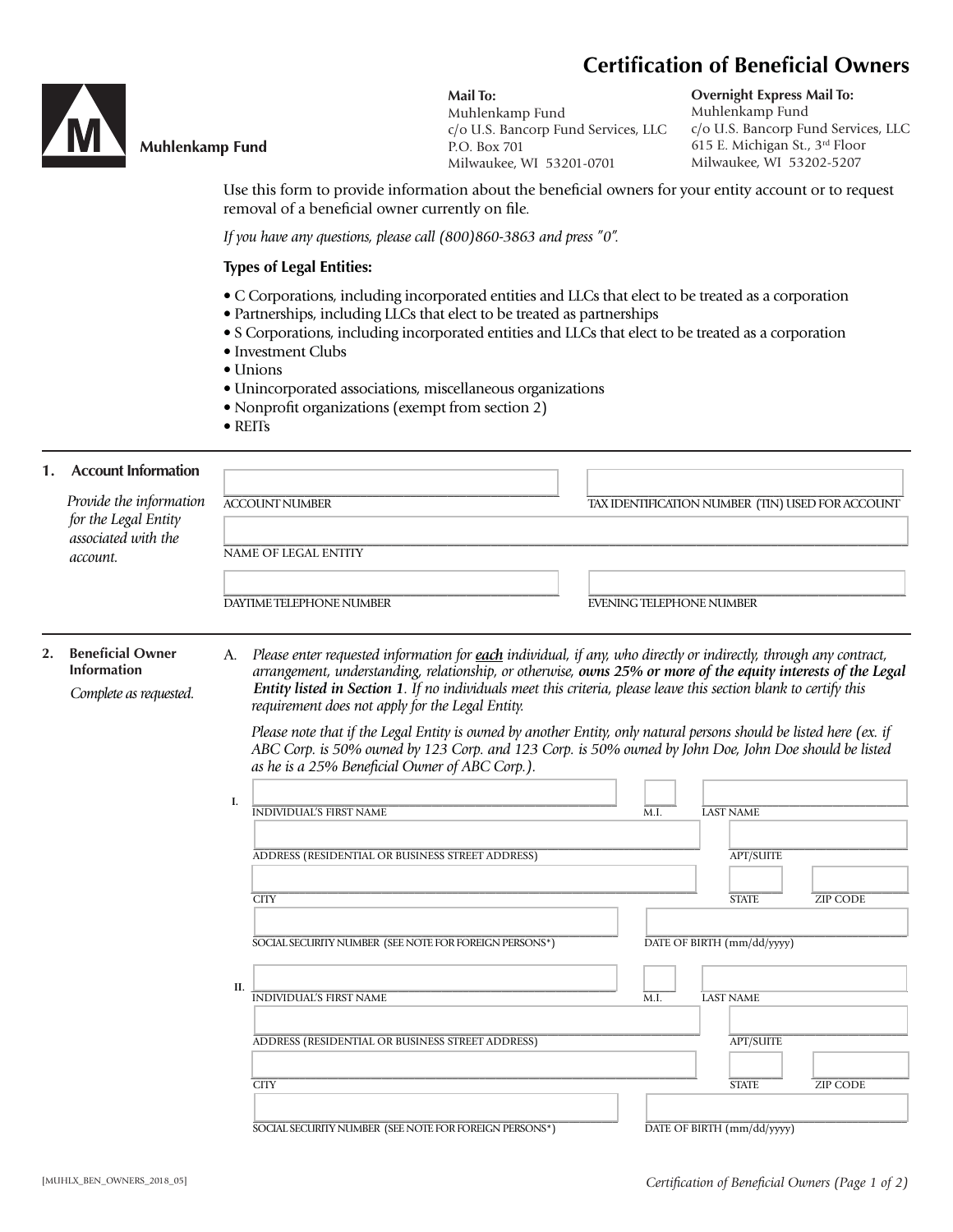# Certification of Beneficial Owners

**Muhlenkamp Fund**

**Mail To:**
Muhlenkamp Fund
c/o U.S. Bancorp Fund Services, LLC
P.O. Box 701
Milwaukee, WI 53201-0701

**Overnight Express Mail To:**
Muhlenkamp Fund
c/o U.S. Bancorp Fund Services, LLC
615 E. Michigan St., 3rd Floor
Milwaukee, WI 53202-5207

Use this form to provide information about the beneficial owners for your entity account or to request removal of a beneficial owner currently on file.

*If you have any questions, please call (800)860-3863 and press "0".*

**Types of Legal Entities:**

- C Corporations, including incorporated entities and LLCs that elect to be treated as a corporation
- Partnerships, including LLCs that elect to be treated as partnerships
- S Corporations, including incorporated entities and LLCs that elect to be treated as a corporation
- Investment Clubs
- Unions
- Unincorporated associations, miscellaneous organizations
- Nonprofit organizations (exempt from section 2)
- REITs

## 1. Account Information

*Provide the information for the Legal Entity associated with the account.*

ACCOUNT NUMBER

TAX IDENTIFICATION NUMBER (TIN) USED FOR ACCOUNT

NAME OF LEGAL ENTITY

DAYTIME TELEPHONE NUMBER

EVENING TELEPHONE NUMBER

## 2. Beneficial Owner Information

*Complete as requested.*

A. *Please enter requested information for* ***each*** *individual, if any, who directly or indirectly, through any contract, arrangement, understanding, relationship, or otherwise,* ***owns 25% or more of the equity interests of the Legal Entity listed in Section 1****. If no individuals meet this criteria, please leave this section blank to certify this requirement does not apply for the Legal Entity.*

*Please note that if the Legal Entity is owned by another Entity, only natural persons should be listed here (ex. if ABC Corp. is 50% owned by 123 Corp. and 123 Corp. is 50% owned by John Doe, John Doe should be listed as he is a 25% Beneficial Owner of ABC Corp.).*

**I.**

INDIVIDUAL'S FIRST NAME | M.I. | LAST NAME

ADDRESS (RESIDENTIAL OR BUSINESS STREET ADDRESS) | APT/SUITE

CITY | STATE | ZIP CODE

SOCIAL SECURITY NUMBER (SEE NOTE FOR FOREIGN PERSONS*) | DATE OF BIRTH (mm/dd/yyyy)

**II.**

INDIVIDUAL'S FIRST NAME | M.I. | LAST NAME

ADDRESS (RESIDENTIAL OR BUSINESS STREET ADDRESS) | APT/SUITE

CITY | STATE | ZIP CODE

SOCIAL SECURITY NUMBER (SEE NOTE FOR FOREIGN PERSONS*) | DATE OF BIRTH (mm/dd/yyyy)

[MUHLX_BEN_OWNERS_2018_05]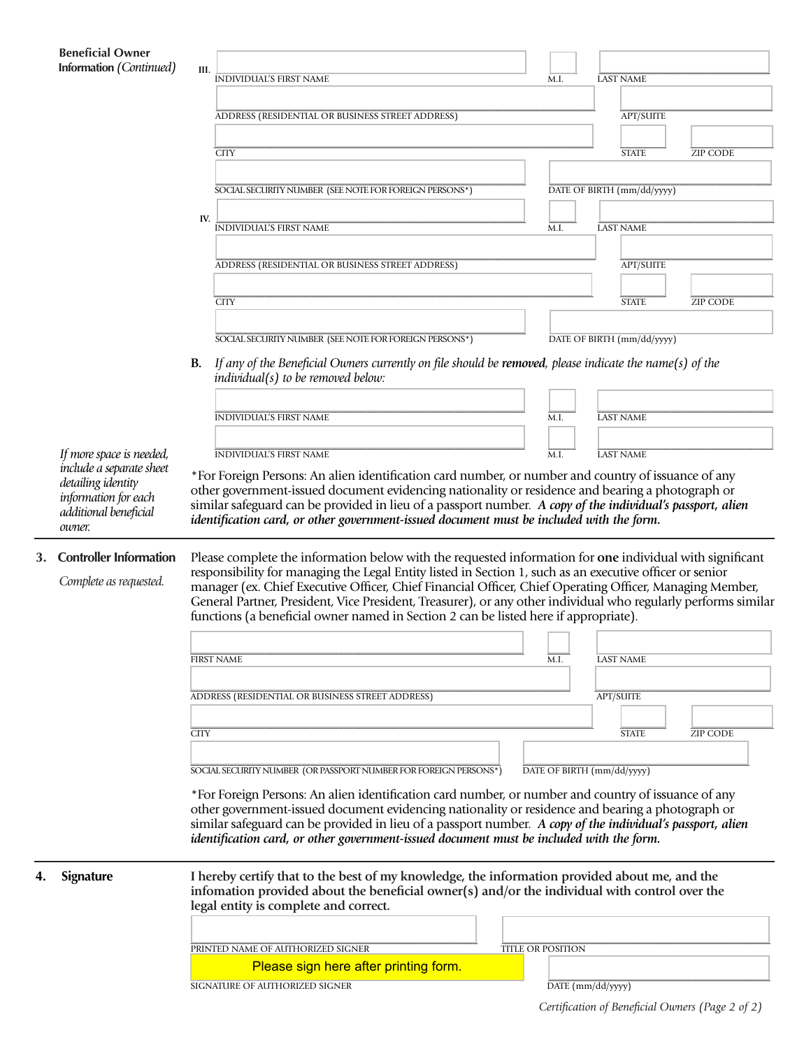**Beneficial Owner Information** *(Continued)*

**III.**

INDIVIDUAL'S FIRST NAME | M.I. | LAST NAME

ADDRESS (RESIDENTIAL OR BUSINESS STREET ADDRESS) | APT/SUITE

CITY | STATE | ZIP CODE

SOCIAL SECURITY NUMBER (SEE NOTE FOR FOREIGN PERSONS*) | DATE OF BIRTH (mm/dd/yyyy)

**IV.**

INDIVIDUAL'S FIRST NAME | M.I. | LAST NAME

ADDRESS (RESIDENTIAL OR BUSINESS STREET ADDRESS) | APT/SUITE

CITY | STATE | ZIP CODE

SOCIAL SECURITY NUMBER (SEE NOTE FOR FOREIGN PERSONS*) | DATE OF BIRTH (mm/dd/yyyy)

**B.** *If any of the Beneficial Owners currently on file should be* ***removed****, please indicate the name(s) of the individual(s) to be removed below:*

INDIVIDUAL'S FIRST NAME | M.I. | LAST NAME

INDIVIDUAL'S FIRST NAME | M.I. | LAST NAME

*If more space is needed, include a separate sheet detailing identity information for each additional beneficial owner.*

*For Foreign Persons: An alien identification card number, or number and country of issuance of any other government-issued document evidencing nationality or residence and bearing a photograph or similar safeguard can be provided in lieu of a passport number. ***A copy of the individual's passport, alien identification card, or other government-issued document must be included with the form.***

## 3. Controller Information

*Complete as requested.*

Please complete the information below with the requested information for **one** individual with significant responsibility for managing the Legal Entity listed in Section 1, such as an executive officer or senior manager (ex. Chief Executive Officer, Chief Financial Officer, Chief Operating Officer, Managing Member, General Partner, President, Vice President, Treasurer), or any other individual who regularly performs similar functions (a beneficial owner named in Section 2 can be listed here if appropriate).

FIRST NAME | M.I. | LAST NAME

ADDRESS (RESIDENTIAL OR BUSINESS STREET ADDRESS) | APT/SUITE

CITY | STATE | ZIP CODE

SOCIAL SECURITY NUMBER (OR PASSPORT NUMBER FOR FOREIGN PERSONS*) | DATE OF BIRTH (mm/dd/yyyy)

*For Foreign Persons: An alien identification card number, or number and country of issuance of any other government-issued document evidencing nationality or residence and bearing a photograph or similar safeguard can be provided in lieu of a passport number. ***A copy of the individual's passport, alien identification card, or other government-issued document must be included with the form.***

## 4. Signature

**I hereby certify that to the best of my knowledge, the information provided about me, and the infomation provided about the beneficial owner(s) and/or the individual with control over the legal entity is complete and correct.**

PRINTED NAME OF AUTHORIZED SIGNER | TITLE OR POSITION

Please sign here after printing form.

SIGNATURE OF AUTHORIZED SIGNER | DATE (mm/dd/yyyy)